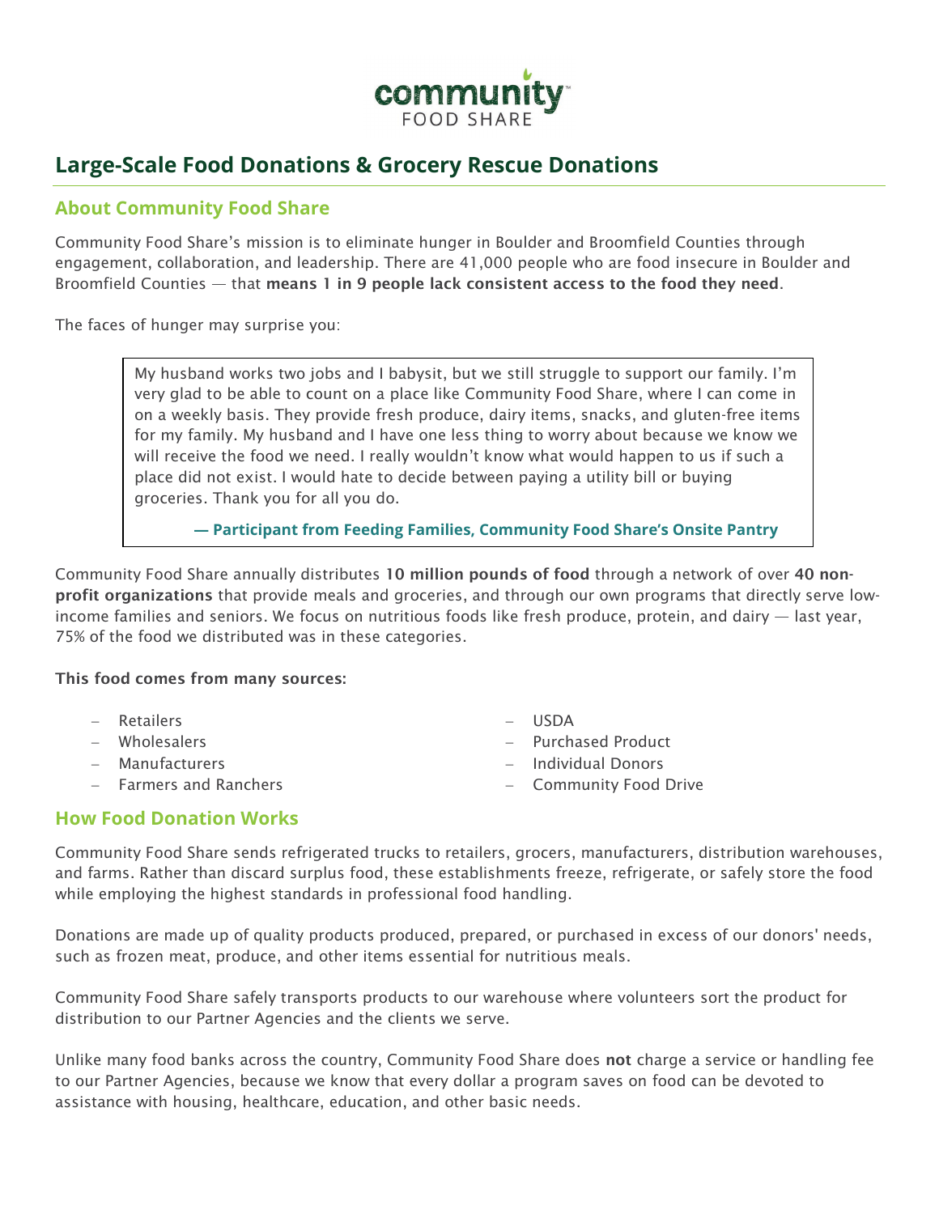# Large-Scale Food Donations & Grocery Rescue Donations

## About Community Food Share

Community Food Share's mission is to eliminate hunger in Boulder and Broomfield Counties through engagement, collaboration, and leadership. There are 41,000 people who are food insecure in Boulder and Broomfield Counties — that **means 1 in 9 people lack consistent access to the food they need**.

The faces of hunger may surprise you:

> My husband works two jobs and I babysit, but we still struggle to support our family. I'm very glad to be able to count on a place like Community Food Share, where I can come in on a weekly basis. They provide fresh produce, dairy items, snacks, and gluten-free items for my family. My husband and I have one less thing to worry about because we know we will receive the food we need. I really wouldn't know what would happen to us if such a place did not exist. I would hate to decide between paying a utility bill or buying groceries. Thank you for all you do.
>
> **— Participant from Feeding Families, Community Food Share's Onsite Pantry**

Community Food Share annually distributes **10 million pounds of food** through a network of over **40 non-profit organizations** that provide meals and groceries, and through our own programs that directly serve low-income families and seniors. We focus on nutritious foods like fresh produce, protein, and dairy — last year, 75% of the food we distributed was in these categories.

**This food comes from many sources:**

- Retailers
- Wholesalers
- Manufacturers
- Farmers and Ranchers
- USDA
- Purchased Product
- Individual Donors
- Community Food Drive

## How Food Donation Works

Community Food Share sends refrigerated trucks to retailers, grocers, manufacturers, distribution warehouses, and farms. Rather than discard surplus food, these establishments freeze, refrigerate, or safely store the food while employing the highest standards in professional food handling.

Donations are made up of quality products produced, prepared, or purchased in excess of our donors' needs, such as frozen meat, produce, and other items essential for nutritious meals.

Community Food Share safely transports products to our warehouse where volunteers sort the product for distribution to our Partner Agencies and the clients we serve.

Unlike many food banks across the country, Community Food Share does **not** charge a service or handling fee to our Partner Agencies, because we know that every dollar a program saves on food can be devoted to assistance with housing, healthcare, education, and other basic needs.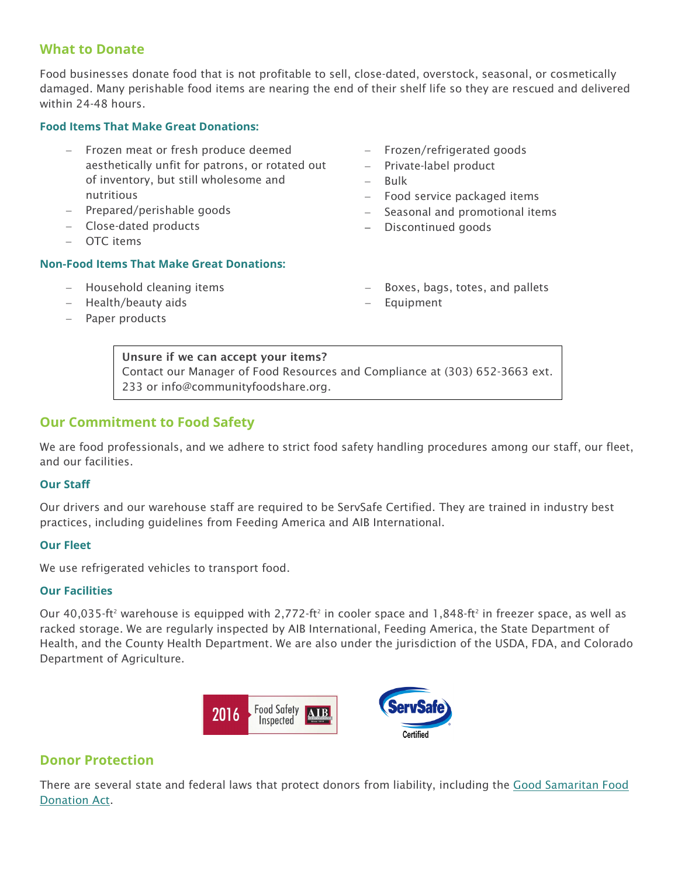## What to Donate

Food businesses donate food that is not profitable to sell, close-dated, overstock, seasonal, or cosmetically damaged. Many perishable food items are nearing the end of their shelf life so they are rescued and delivered within 24-48 hours.

### Food Items That Make Great Donations:

- Frozen meat or fresh produce deemed aesthetically unfit for patrons, or rotated out of inventory, but still wholesome and nutritious
- Prepared/perishable goods
- Close-dated products
- OTC items
- Frozen/refrigerated goods
- Private-label product
- Bulk
- Food service packaged items
- Seasonal and promotional items
- Discontinued goods

### Non-Food Items That Make Great Donations:

- Household cleaning items
- Health/beauty aids
- Paper products
- Boxes, bags, totes, and pallets
- Equipment

**Unsure if we can accept your items?**
Contact our Manager of Food Resources and Compliance at (303) 652-3663 ext. 233 or info@communityfoodshare.org.

## Our Commitment to Food Safety

We are food professionals, and we adhere to strict food safety handling procedures among our staff, our fleet, and our facilities.

### Our Staff

Our drivers and our warehouse staff are required to be ServSafe Certified. They are trained in industry best practices, including guidelines from Feeding America and AIB International.

### Our Fleet

We use refrigerated vehicles to transport food.

### Our Facilities

Our 40,035-ft² warehouse is equipped with 2,772-ft² in cooler space and 1,848-ft² in freezer space, as well as racked storage. We are regularly inspected by AIB International, Feeding America, the State Department of Health, and the County Health Department. We are also under the jurisdiction of the USDA, FDA, and Colorado Department of Agriculture.

2016 Food Safety Inspected AIB

ServSafe Certified

## Donor Protection

There are several state and federal laws that protect donors from liability, including the Good Samaritan Food Donation Act.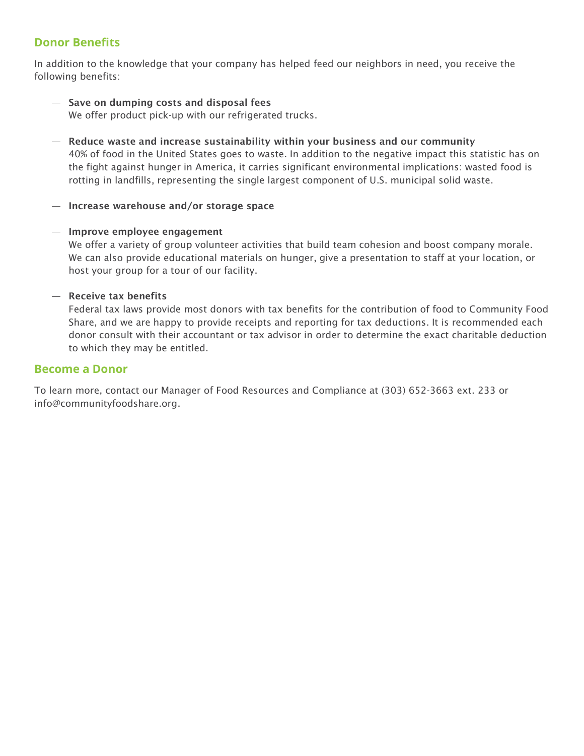## Donor Benefits

In addition to the knowledge that your company has helped feed our neighbors in need, you receive the following benefits:

- **Save on dumping costs and disposal fees**
  We offer product pick-up with our refrigerated trucks.

- **Reduce waste and increase sustainability within your business and our community**
  40% of food in the United States goes to waste. In addition to the negative impact this statistic has on the fight against hunger in America, it carries significant environmental implications: wasted food is rotting in landfills, representing the single largest component of U.S. municipal solid waste.

- **Increase warehouse and/or storage space**

- **Improve employee engagement**
  We offer a variety of group volunteer activities that build team cohesion and boost company morale. We can also provide educational materials on hunger, give a presentation to staff at your location, or host your group for a tour of our facility.

- **Receive tax benefits**
  Federal tax laws provide most donors with tax benefits for the contribution of food to Community Food Share, and we are happy to provide receipts and reporting for tax deductions. It is recommended each donor consult with their accountant or tax advisor in order to determine the exact charitable deduction to which they may be entitled.

## Become a Donor

To learn more, contact our Manager of Food Resources and Compliance at (303) 652-3663 ext. 233 or info@communityfoodshare.org.